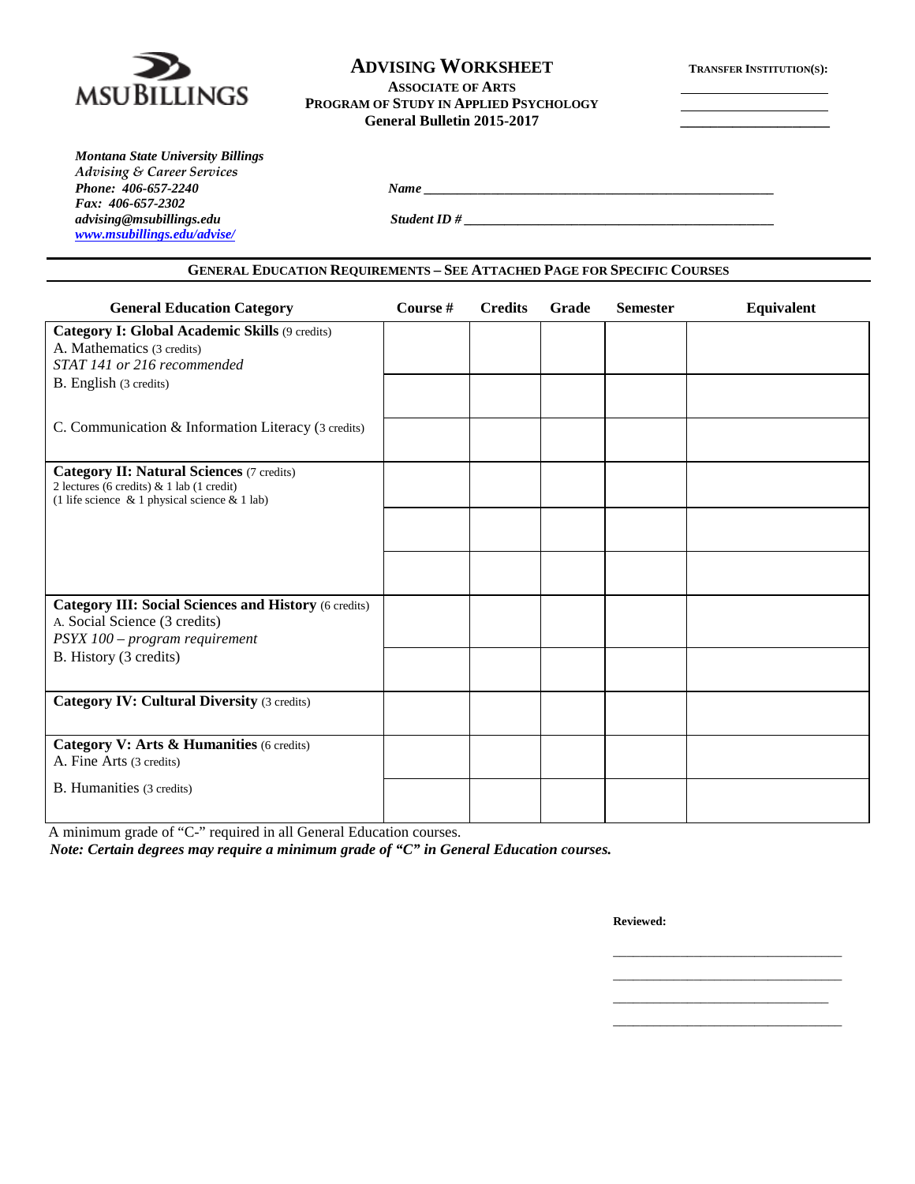MSU BILLINGS

# ADVISING WORKSHEET

**ASSOCIATE OF ARTS**
**PROGRAM OF STUDY IN APPLIED PSYCHOLOGY**
**General Bulletin 2015-2017**

**TRANSFER INSTITUTION(S):**

\_\_\_\_\_\_\_\_\_\_\_\_\_\_\_\_\_\_\_\_
\_\_\_\_\_\_\_\_\_\_\_\_\_\_\_\_\_\_\_\_
\_\_\_\_\_\_\_\_\_\_\_\_\_\_\_\_\_\_\_\_

***Montana State University Billings***
*Advising & Career Services*
***Phone: 406-657-2240***
***Fax: 406-657-2302***
***advising@msubillings.edu***
***www.msubillings.edu/advise/***

***Name*** \_\_\_\_\_\_\_\_\_\_\_\_\_\_\_\_\_\_\_\_\_\_\_\_\_\_\_\_\_\_\_\_\_\_\_\_\_\_\_\_\_\_\_\_\_\_\_\_\_\_

***Student ID #*** \_\_\_\_\_\_\_\_\_\_\_\_\_\_\_\_\_\_\_\_\_\_\_\_\_\_\_\_\_\_\_\_\_\_\_\_\_\_\_\_\_\_\_\_\_

## GENERAL EDUCATION REQUIREMENTS – SEE ATTACHED PAGE FOR SPECIFIC COURSES

| General Education Category | Course # | Credits | Grade | Semester | Equivalent |
|---|---|---|---|---|---|
| **Category I: Global Academic Skills** (9 credits) A. Mathematics (3 credits) *STAT 141 or 216 recommended* | | | | | |
| B. English (3 credits) | | | | | |
| C. Communication & Information Literacy (3 credits) | | | | | |
| **Category II: Natural Sciences** (7 credits) 2 lectures (6 credits) & 1 lab (1 credit) (1 life science & 1 physical science & 1 lab) | | | | | |
| | | | | | |
| | | | | | |
| **Category III: Social Sciences and History** (6 credits) A. Social Science (3 credits) *PSYX 100 – program requirement* | | | | | |
| B. History (3 credits) | | | | | |
| **Category IV: Cultural Diversity** (3 credits) | | | | | |
| **Category V: Arts & Humanities** (6 credits) A. Fine Arts (3 credits) | | | | | |
| B. Humanities (3 credits) | | | | | |

A minimum grade of "C-" required in all General Education courses.
***Note: Certain degrees may require a minimum grade of "C" in General Education courses.***

**Reviewed:**

\_\_\_\_\_\_\_\_\_\_\_\_\_\_\_\_\_\_\_\_\_\_\_\_\_\_\_\_\_\_\_\_
\_\_\_\_\_\_\_\_\_\_\_\_\_\_\_\_\_\_\_\_\_\_\_\_\_\_\_\_\_\_\_\_
\_\_\_\_\_\_\_\_\_\_\_\_\_\_\_\_\_\_\_\_\_\_\_\_\_\_\_\_\_\_\_\_
\_\_\_\_\_\_\_\_\_\_\_\_\_\_\_\_\_\_\_\_\_\_\_\_\_\_\_\_\_\_\_\_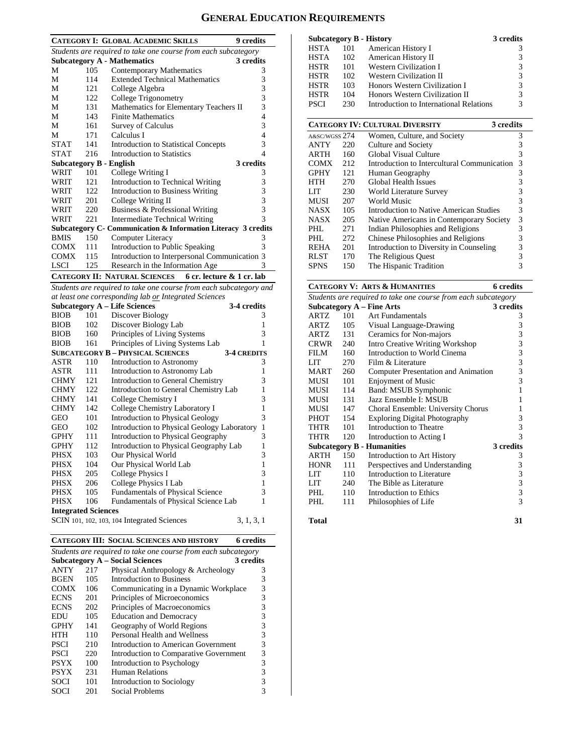# GENERAL EDUCATION REQUIREMENTS

## CATEGORY I: GLOBAL ACADEMIC SKILLS — 9 credits

*Students are required to take one course from each subcategory*

**Subcategory A - Mathematics — 3 credits**

| | | | |
|---|---|---|---|
| M | 105 | Contemporary Mathematics | 3 |
| M | 114 | Extended Technical Mathematics | 3 |
| M | 121 | College Algebra | 3 |
| M | 122 | College Trigonometry | 3 |
| M | 131 | Mathematics for Elementary Teachers II | 3 |
| M | 143 | Finite Mathematics | 4 |
| M | 161 | Survey of Calculus | 3 |
| M | 171 | Calculus I | 4 |
| STAT | 141 | Introduction to Statistical Concepts | 3 |
| STAT | 216 | Introduction to Statistics | 4 |

**Subcategory B - English — 3 credits**

| | | | |
|---|---|---|---|
| WRIT | 101 | College Writing I | 3 |
| WRIT | 121 | Introduction to Technical Writing | 3 |
| WRIT | 122 | Introduction to Business Writing | 3 |
| WRIT | 201 | College Writing II | 3 |
| WRIT | 220 | Business & Professional Writing | 3 |
| WRIT | 221 | Intermediate Technical Writing | 3 |

**Subcategory C- Communication & Information Literacy — 3 credits**

| | | | |
|---|---|---|---|
| BMIS | 150 | Computer Literacy | 3 |
| COMX | 111 | Introduction to Public Speaking | 3 |
| COMX | 115 | Introduction to Interpersonal Communication | 3 |
| LSCI | 125 | Research in the Information Age | 3 |

## CATEGORY II: NATURAL SCIENCES — 6 cr. lecture & 1 cr. lab

*Students are required to take one course from each subcategory and at least one corresponding lab or Integrated Sciences*

**Subcategory A – Life Sciences — 3-4 credits**

| | | | |
|---|---|---|---|
| BIOB | 101 | Discover Biology | 3 |
| BIOB | 102 | Discover Biology Lab | 1 |
| BIOB | 160 | Principles of Living Systems | 3 |
| BIOB | 161 | Principles of Living Systems Lab | 1 |

**SUBCATEGORY B – PHYSICAL SCIENCES — 3-4 CREDITS**

| | | | |
|---|---|---|---|
| ASTR | 110 | Introduction to Astronomy | 3 |
| ASTR | 111 | Introduction to Astronomy Lab | 1 |
| CHMY | 121 | Introduction to General Chemistry | 3 |
| CHMY | 122 | Introduction to General Chemistry Lab | 1 |
| CHMY | 141 | College Chemistry I | 3 |
| CHMY | 142 | College Chemistry Laboratory I | 1 |
| GEO | 101 | Introduction to Physical Geology | 3 |
| GEO | 102 | Introduction to Physical Geology Laboratory | 1 |
| GPHY | 111 | Introduction to Physical Geography | 3 |
| GPHY | 112 | Introduction to Physical Geography Lab | 1 |
| PHSX | 103 | Our Physical World | 3 |
| PHSX | 104 | Our Physical World Lab | 1 |
| PHSX | 205 | College Physics I | 3 |
| PHSX | 206 | College Physics I Lab | 1 |
| PHSX | 105 | Fundamentals of Physical Science | 3 |
| PHSX | 106 | Fundamentals of Physical Science Lab | 1 |

**Integrated Sciences**

SCIN 101, 102, 103, 104 Integrated Sciences — 3, 1, 3, 1

## CATEGORY III: SOCIAL SCIENCES AND HISTORY — 6 credits

*Students are required to take one course from each subcategory*

**Subcategory A – Social Sciences — 3 credits**

| | | | |
|---|---|---|---|
| ANTY | 217 | Physical Anthropology & Archeology | 3 |
| BGEN | 105 | Introduction to Business | 3 |
| COMX | 106 | Communicating in a Dynamic Workplace | 3 |
| ECNS | 201 | Principles of Microeconomics | 3 |
| ECNS | 202 | Principles of Macroeconomics | 3 |
| EDU | 105 | Education and Democracy | 3 |
| GPHY | 141 | Geography of World Regions | 3 |
| HTH | 110 | Personal Health and Wellness | 3 |
| PSCI | 210 | Introduction to American Government | 3 |
| PSCI | 220 | Introduction to Comparative Government | 3 |
| PSYX | 100 | Introduction to Psychology | 3 |
| PSYX | 231 | Human Relations | 3 |
| SOCI | 101 | Introduction to Sociology | 3 |
| SOCI | 201 | Social Problems | 3 |

**Subcategory B - History — 3 credits**

| | | | |
|---|---|---|---|
| HSTA | 101 | American History I | 3 |
| HSTA | 102 | American History II | 3 |
| HSTR | 101 | Western Civilization I | 3 |
| HSTR | 102 | Western Civilization II | 3 |
| HSTR | 103 | Honors Western Civilization I | 3 |
| HSTR | 104 | Honors Western Civilization II | 3 |
| PSCI | 230 | Introduction to International Relations | 3 |

## CATEGORY IV: CULTURAL DIVERSITY — 3 credits

| | | | |
|---|---|---|---|
| A&SC/WGSS | 274 | Women, Culture, and Society | 3 |
| ANTY | 220 | Culture and Society | 3 |
| ARTH | 160 | Global Visual Culture | 3 |
| COMX | 212 | Introduction to Intercultural Communication | 3 |
| GPHY | 121 | Human Geography | 3 |
| HTH | 270 | Global Health Issues | 3 |
| LIT | 230 | World Literature Survey | 3 |
| MUSI | 207 | World Music | 3 |
| NASX | 105 | Introduction to Native American Studies | 3 |
| NASX | 205 | Native Americans in Contemporary Society | 3 |
| PHL | 271 | Indian Philosophies and Religions | 3 |
| PHL | 272 | Chinese Philosophies and Religions | 3 |
| REHA | 201 | Introduction to Diversity in Counseling | 3 |
| RLST | 170 | The Religious Quest | 3 |
| SPNS | 150 | The Hispanic Tradition | 3 |

## CATEGORY V: ARTS & HUMANITIES — 6 credits

*Students are required to take one course from each subcategory*

**Subcategory A – Fine Arts — 3 credits**

| | | | |
|---|---|---|---|
| ARTZ | 101 | Art Fundamentals | 3 |
| ARTZ | 105 | Visual Language-Drawing | 3 |
| ARTZ | 131 | Ceramics for Non-majors | 3 |
| CRWR | 240 | Intro Creative Writing Workshop | 3 |
| FILM | 160 | Introduction to World Cinema | 3 |
| LIT | 270 | Film & Literature | 3 |
| MART | 260 | Computer Presentation and Animation | 3 |
| MUSI | 101 | Enjoyment of Music | 3 |
| MUSI | 114 | Band: MSUB Symphonic | 1 |
| MUSI | 131 | Jazz Ensemble I: MSUB | 1 |
| MUSI | 147 | Choral Ensemble: University Chorus | 1 |
| PHOT | 154 | Exploring Digital Photography | 3 |
| THTR | 101 | Introduction to Theatre | 3 |
| THTR | 120 | Introduction to Acting I | 3 |

**Subcategory B - Humanities — 3 credits**

| | | | |
|---|---|---|---|
| ARTH | 150 | Introduction to Art History | 3 |
| HONR | 111 | Perspectives and Understanding | 3 |
| LIT | 110 | Introduction to Literature | 3 |
| LIT | 240 | The Bible as Literature | 3 |
| PHL | 110 | Introduction to Ethics | 3 |
| PHL | 111 | Philosophies of Life | 3 |

**Total — 31**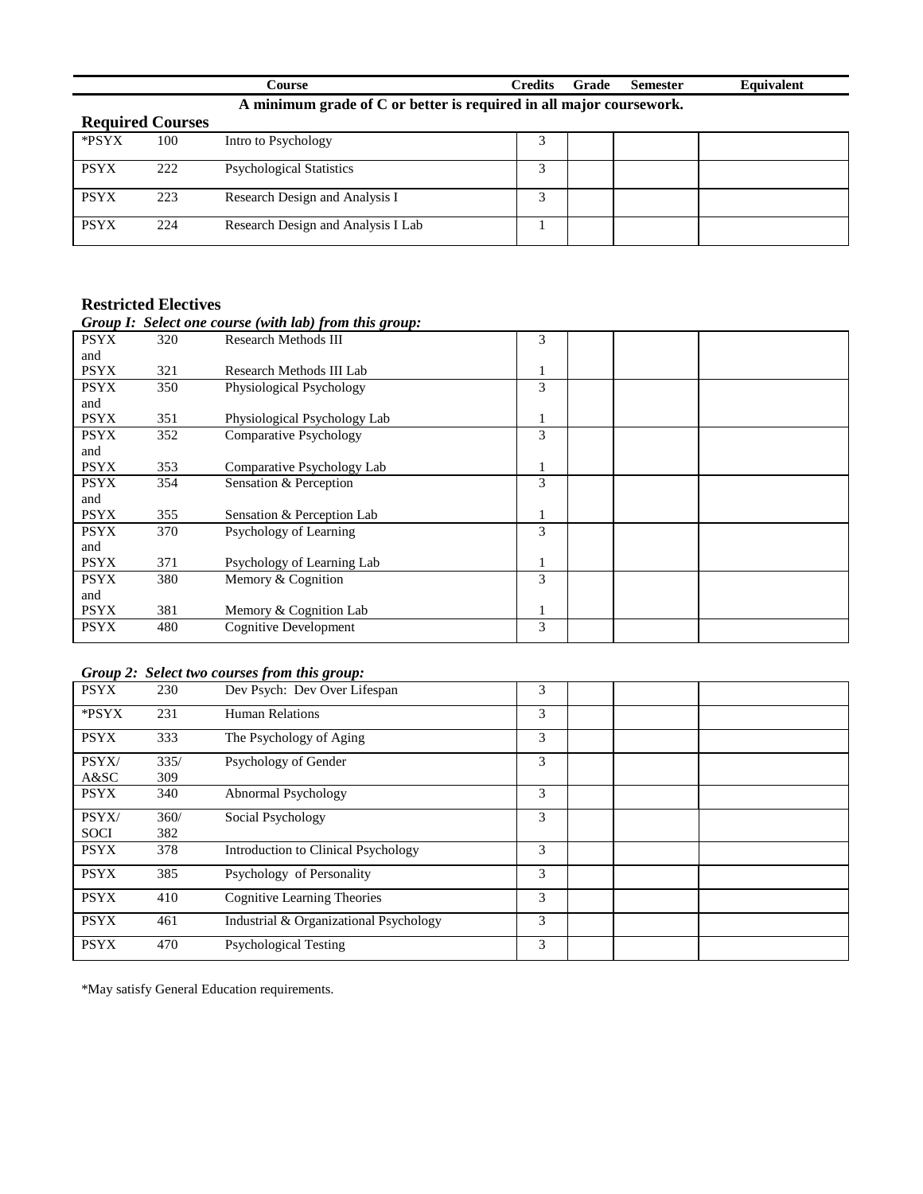| Course | | | Credits | Grade | Semester | Equivalent |
|---|---|---|---|---|---|---|

**A minimum grade of C or better is required in all major coursework.**

### Required Courses

| Course | | | Credits | Grade | Semester | Equivalent |
|---|---|---|---|---|---|---|
| *PSYX | 100 | Intro to Psychology | 3 | | | |
| PSYX | 222 | Psychological Statistics | 3 | | | |
| PSYX | 223 | Research Design and Analysis I | 3 | | | |
| PSYX | 224 | Research Design and Analysis I Lab | 1 | | | |

### Restricted Electives

***Group I: Select one course (with lab) from this group:***

| Course | | | Credits | Grade | Semester | Equivalent |
|---|---|---|---|---|---|---|
| PSYX and PSYX | 320 / 321 | Research Methods III / Research Methods III Lab | 3 / 1 | | | |
| PSYX and PSYX | 350 / 351 | Physiological Psychology / Physiological Psychology Lab | 3 / 1 | | | |
| PSYX and PSYX | 352 / 353 | Comparative Psychology / Comparative Psychology Lab | 3 / 1 | | | |
| PSYX and PSYX | 354 / 355 | Sensation & Perception / Sensation & Perception Lab | 3 / 1 | | | |
| PSYX and PSYX | 370 / 371 | Psychology of Learning / Psychology of Learning Lab | 3 / 1 | | | |
| PSYX and PSYX | 380 / 381 | Memory & Cognition / Memory & Cognition Lab | 3 / 1 | | | |
| PSYX | 480 | Cognitive Development | 3 | | | |

***Group 2: Select two courses from this group:***

| Course | | | Credits | Grade | Semester | Equivalent |
|---|---|---|---|---|---|---|
| PSYX | 230 | Dev Psych: Dev Over Lifespan | 3 | | | |
| *PSYX | 231 | Human Relations | 3 | | | |
| PSYX | 333 | The Psychology of Aging | 3 | | | |
| PSYX/ A&SC | 335/ 309 | Psychology of Gender | 3 | | | |
| PSYX | 340 | Abnormal Psychology | 3 | | | |
| PSYX/ SOCI | 360/ 382 | Social Psychology | 3 | | | |
| PSYX | 378 | Introduction to Clinical Psychology | 3 | | | |
| PSYX | 385 | Psychology of Personality | 3 | | | |
| PSYX | 410 | Cognitive Learning Theories | 3 | | | |
| PSYX | 461 | Industrial & Organizational Psychology | 3 | | | |
| PSYX | 470 | Psychological Testing | 3 | | | |

*May satisfy General Education requirements.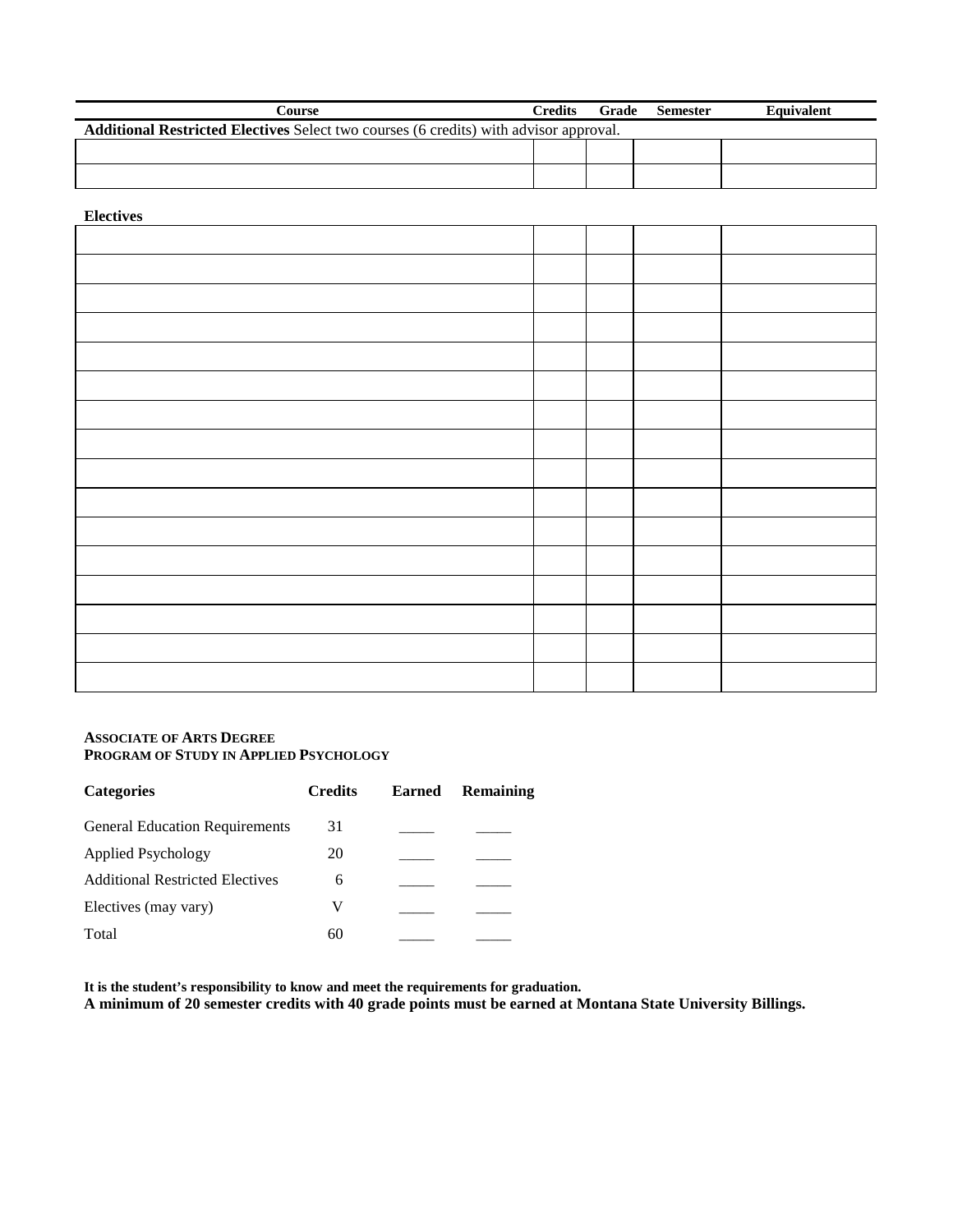| Course | Credits | Grade | Semester | Equivalent |
|---|---|---|---|---|
| **Additional Restricted Electives** Select two courses (6 credits) with advisor approval. | | | | |
| | | | | |
| | | | | |

**Electives**

| | | | | |
|---|---|---|---|---|
| | | | | |
| | | | | |
| | | | | |
| | | | | |
| | | | | |
| | | | | |
| | | | | |
| | | | | |
| | | | | |
| | | | | |
| | | | | |
| | | | | |
| | | | | |
| | | | | |
| | | | | |
| | | | | |

**ASSOCIATE OF ARTS DEGREE**
**PROGRAM OF STUDY IN APPLIED PSYCHOLOGY**

| Categories | Credits | Earned | Remaining |
|---|---|---|---|
| General Education Requirements | 31 | _____ | _____ |
| Applied Psychology | 20 | _____ | _____ |
| Additional Restricted Electives | 6 | _____ | _____ |
| Electives (may vary) | V | _____ | _____ |
| Total | 60 | _____ | _____ |

**It is the student's responsibility to know and meet the requirements for graduation.**
**A minimum of 20 semester credits with 40 grade points must be earned at Montana State University Billings.**